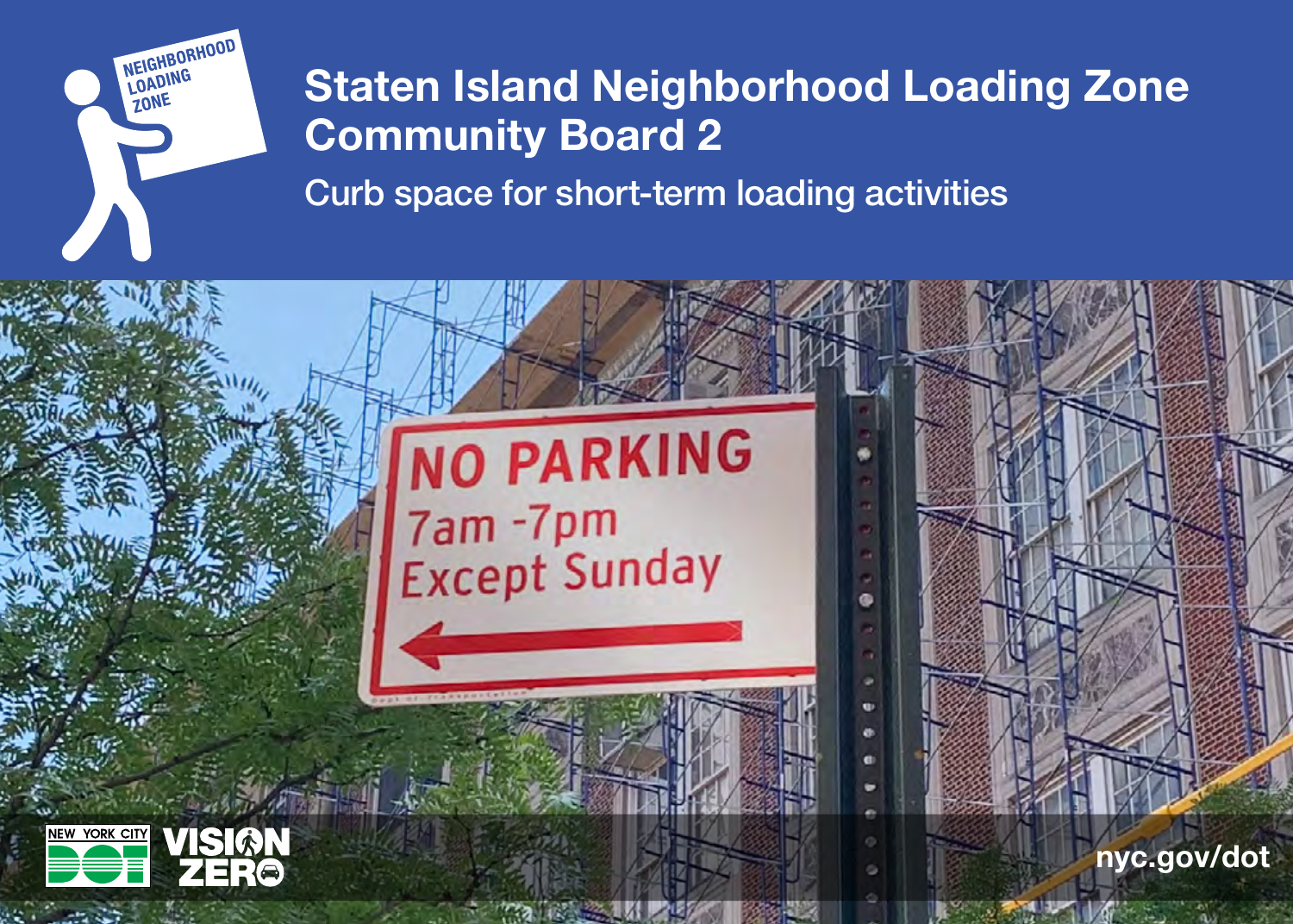# Staten Island Neighborhood Loading Zone Community Board 2

Curb space for short-term loading activities

nyc.gov/dot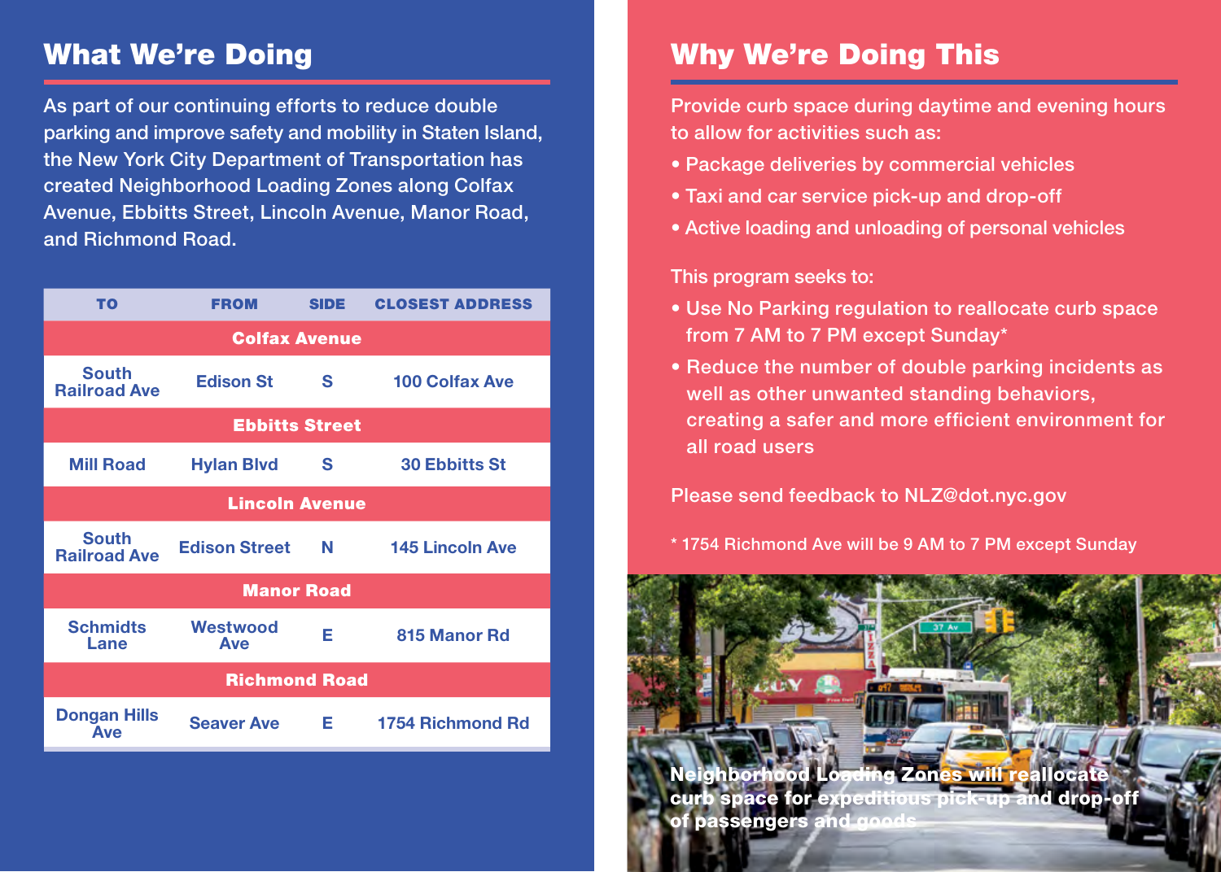## What We're Doing

As part of our continuing efforts to reduce double parking and improve safety and mobility in Staten Island, the New York City Department of Transportation has created Neighborhood Loading Zones along Colfax Avenue, Ebbitts Street, Lincoln Avenue, Manor Road, and Richmond Road.

| TO | FROM | SIDE | CLOSEST ADDRESS |
|---|---|---|---|
| **Colfax Avenue** | | | |
| South Railroad Ave | Edison St | S | 100 Colfax Ave |
| **Ebbitts Street** | | | |
| Mill Road | Hylan Blvd | S | 30 Ebbitts St |
| **Lincoln Avenue** | | | |
| South Railroad Ave | Edison Street | N | 145 Lincoln Ave |
| **Manor Road** | | | |
| Schmidts Lane | Westwood Ave | E | 815 Manor Rd |
| **Richmond Road** | | | |
| Dongan Hills Ave | Seaver Ave | E | 1754 Richmond Rd |

## Why We're Doing This

Provide curb space during daytime and evening hours to allow for activities such as:

- Package deliveries by commercial vehicles
- Taxi and car service pick-up and drop-off
- Active loading and unloading of personal vehicles

This program seeks to:

- Use No Parking regulation to reallocate curb space from 7 AM to 7 PM except Sunday*
- Reduce the number of double parking incidents as well as other unwanted standing behaviors, creating a safer and more efficient environment for all road users

Please send feedback to NLZ@dot.nyc.gov

\* 1754 Richmond Ave will be 9 AM to 7 PM except Sunday

**Neighborhood Loading Zones will reallocate curb space for expeditious pick-up and drop-off of passengers and goods**